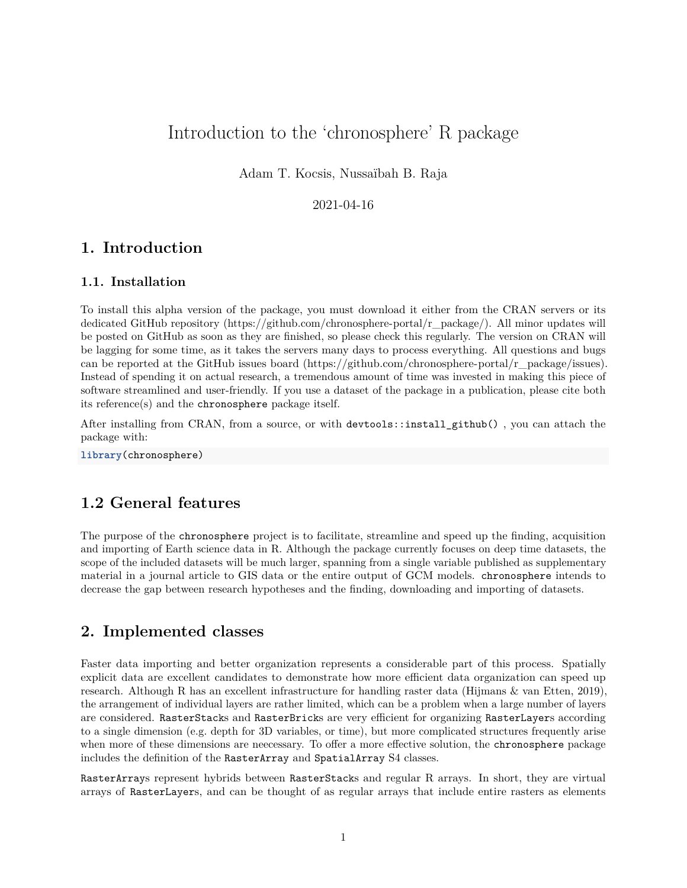# Introduction to the 'chronosphere' R package

Adam T. Kocsis, Nussaïbah B. Raja

2021-04-16

## 1. Introduction

### 1.1. Installation

To install this alpha version of the package, you must download it either from the CRAN servers or its dedicated GitHub repository (https://github.com/chronosphere-portal/r_package/). All minor updates will be posted on GitHub as soon as they are finished, so please check this regularly. The version on CRAN will be lagging for some time, as it takes the servers many days to process everything. All questions and bugs can be reported at the GitHub issues board (https://github.com/chronosphere-portal/r_package/issues). Instead of spending it on actual research, a tremendous amount of time was invested in making this piece of software streamlined and user-friendly. If you use a dataset of the package in a publication, please cite both its reference(s) and the `chronosphere` package itself.

After installing from CRAN, from a source, or with `devtools::install_github()` , you can attach the package with:

```
library(chronosphere)
```

## 1.2 General features

The purpose of the `chronosphere` project is to facilitate, streamline and speed up the finding, acquisition and importing of Earth science data in R. Although the package currently focuses on deep time datasets, the scope of the included datasets will be much larger, spanning from a single variable published as supplementary material in a journal article to GIS data or the entire output of GCM models. `chronosphere` intends to decrease the gap between research hypotheses and the finding, downloading and importing of datasets.

## 2. Implemented classes

Faster data importing and better organization represents a considerable part of this process. Spatially explicit data are excellent candidates to demonstrate how more efficient data organization can speed up research. Although R has an excellent infrastructure for handling raster data (Hijmans & van Etten, 2019), the arrangement of individual layers are rather limited, which can be a problem when a large number of layers are considered. `RasterStack`s and `RasterBrick`s are very efficient for organizing `RasterLayer`s according to a single dimension (e.g. depth for 3D variables, or time), but more complicated structures frequently arise when more of these dimensions are neeecessary. To offer a more effective solution, the `chronosphere` package includes the definition of the `RasterArray` and `SpatialArray` S4 classes.

`RasterArray`s represent hybrids between `RasterStack`s and regular R arrays. In short, they are virtual arrays of `RasterLayer`s, and can be thought of as regular arrays that include entire rasters as elements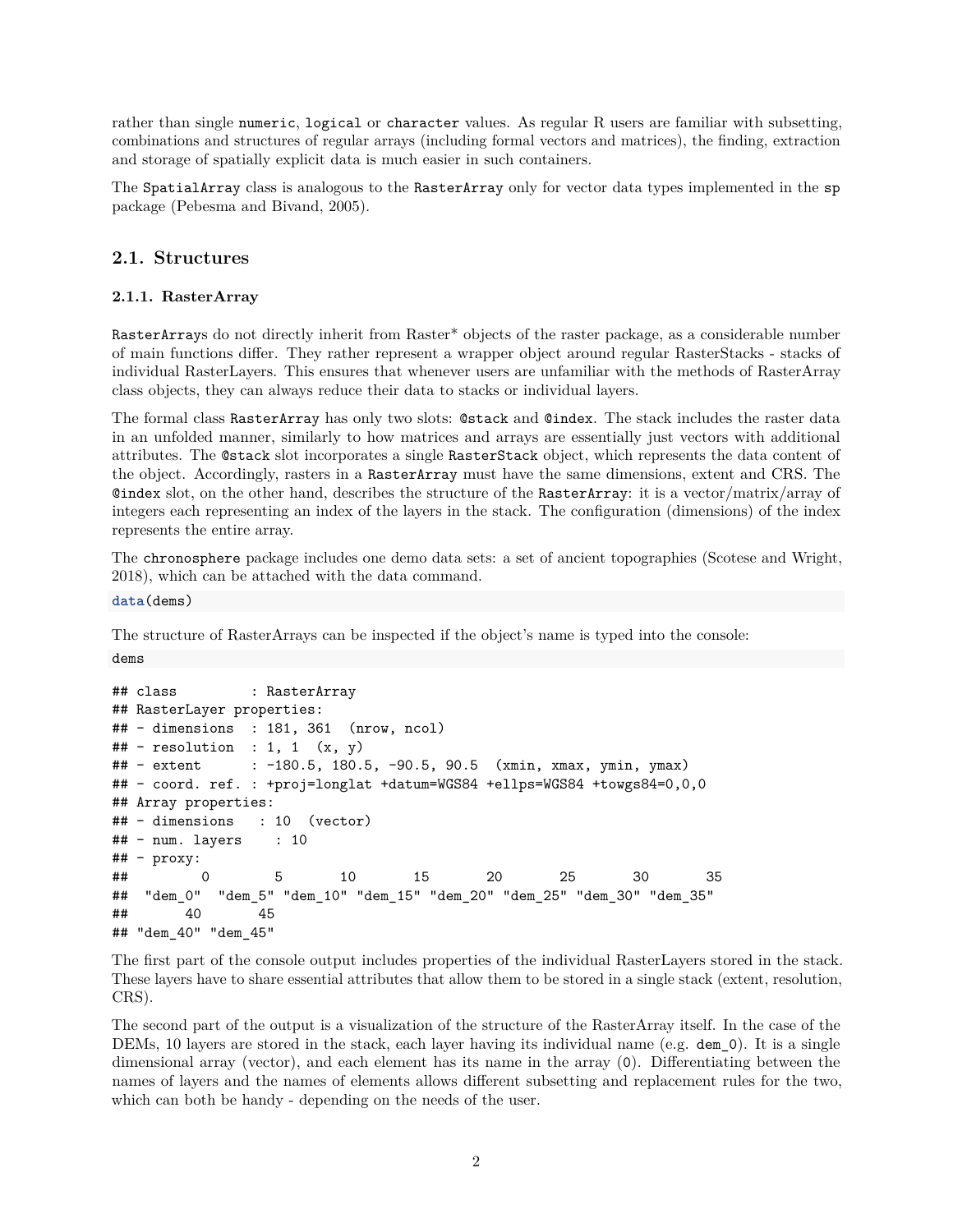rather than single `numeric`, `logical` or `character` values. As regular R users are familiar with subsetting, combinations and structures of regular arrays (including formal vectors and matrices), the finding, extraction and storage of spatially explicit data is much easier in such containers.

The `SpatialArray` class is analogous to the `RasterArray` only for vector data types implemented in the `sp` package (Pebesma and Bivand, 2005).

## 2.1. Structures

### 2.1.1. RasterArray

`RasterArray`s do not directly inherit from Raster* objects of the raster package, as a considerable number of main functions differ. They rather represent a wrapper object around regular RasterStacks - stacks of individual RasterLayers. This ensures that whenever users are unfamiliar with the methods of RasterArray class objects, they can always reduce their data to stacks or individual layers.

The formal class `RasterArray` has only two slots: `@stack` and `@index`. The stack includes the raster data in an unfolded manner, similarly to how matrices and arrays are essentially just vectors with additional attributes. The `@stack` slot incorporates a single `RasterStack` object, which represents the data content of the object. Accordingly, rasters in a `RasterArray` must have the same dimensions, extent and CRS. The `@index` slot, on the other hand, describes the structure of the `RasterArray`: it is a vector/matrix/array of integers each representing an index of the layers in the stack. The configuration (dimensions) of the index represents the entire array.

The `chronosphere` package includes one demo data sets: a set of ancient topographies (Scotese and Wright, 2018), which can be attached with the data command.

```
data(dems)
```

The structure of RasterArrays can be inspected if the object's name is typed into the console:

```
dems
```

```
## class         : RasterArray
## RasterLayer properties:
## - dimensions  : 181, 361  (nrow, ncol)
## - resolution  : 1, 1  (x, y)
## - extent      : -180.5, 180.5, -90.5, 90.5  (xmin, xmax, ymin, ymax)
## - coord. ref. : +proj=longlat +datum=WGS84 +ellps=WGS84 +towgs84=0,0,0
## Array properties:
## - dimensions   : 10  (vector)
## - num. layers    : 10
## - proxy:
##         0        5       10       15       20       25       30       35
##  "dem_0"  "dem_5" "dem_10" "dem_15" "dem_20" "dem_25" "dem_30" "dem_35"
##       40       45
## "dem_40" "dem_45"
```

The first part of the console output includes properties of the individual RasterLayers stored in the stack. These layers have to share essential attributes that allow them to be stored in a single stack (extent, resolution, CRS).

The second part of the output is a visualization of the structure of the RasterArray itself. In the case of the DEMs, 10 layers are stored in the stack, each layer having its individual name (e.g. `dem_0`). It is a single dimensional array (vector), and each element has its name in the array (`0`). Differentiating between the names of layers and the names of elements allows different subsetting and replacement rules for the two, which can both be handy - depending on the needs of the user.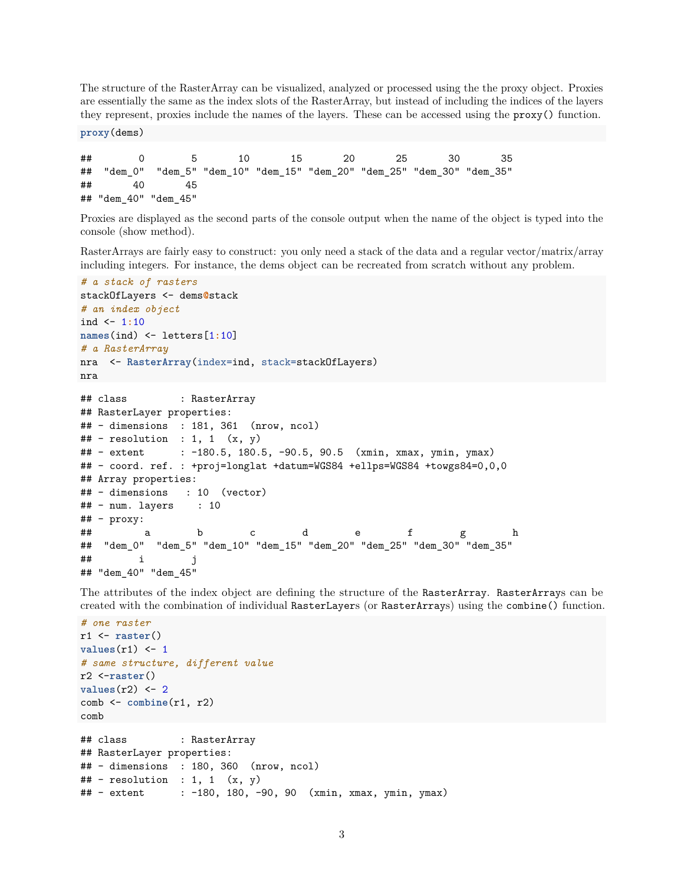The structure of the RasterArray can be visualized, analyzed or processed using the the proxy object. Proxies are essentially the same as the index slots of the RasterArray, but instead of including the indices of the layers they represent, proxies include the names of the layers. These can be accessed using the `proxy()` function.

```
proxy(dems)
```

```
##        0        5       10       15       20       25       30       35
##  "dem_0"  "dem_5" "dem_10" "dem_15" "dem_20" "dem_25" "dem_30" "dem_35"
##       40       45
## "dem_40" "dem_45"
```

Proxies are displayed as the second parts of the console output when the name of the object is typed into the console (show method).

RasterArrays are fairly easy to construct: you only need a stack of the data and a regular vector/matrix/array including integers. For instance, the dems object can be recreated from scratch without any problem.

```
# a stack of rasters
stackOfLayers <- dems@stack
# an index object
ind <- 1:10
names(ind) <- letters[1:10]
# a RasterArray
nra  <- RasterArray(index=ind, stack=stackOfLayers)
nra
```

```
## class         : RasterArray
## RasterLayer properties:
## - dimensions  : 181, 361  (nrow, ncol)
## - resolution  : 1, 1  (x, y)
## - extent      : -180.5, 180.5, -90.5, 90.5  (xmin, xmax, ymin, ymax)
## - coord. ref. : +proj=longlat +datum=WGS84 +ellps=WGS84 +towgs84=0,0,0
## Array properties:
## - dimensions   : 10  (vector)
## - num. layers    : 10
## - proxy:
##        a        b        c        d        e        f        g        h
##  "dem_0"  "dem_5" "dem_10" "dem_15" "dem_20" "dem_25" "dem_30" "dem_35"
##        i        j
## "dem_40" "dem_45"
```

The attributes of the index object are defining the structure of the `RasterArray`. `RasterArrays` can be created with the combination of individual `RasterLayers` (or `RasterArrays`) using the `combine()` function.

```
# one raster
r1 <- raster()
values(r1) <- 1
# same structure, different value
r2 <-raster()
values(r2) <- 2
comb <- combine(r1, r2)
comb
```

```
## class         : RasterArray
## RasterLayer properties:
## - dimensions  : 180, 360  (nrow, ncol)
## - resolution  : 1, 1  (x, y)
## - extent      : -180, 180, -90, 90  (xmin, xmax, ymin, ymax)
```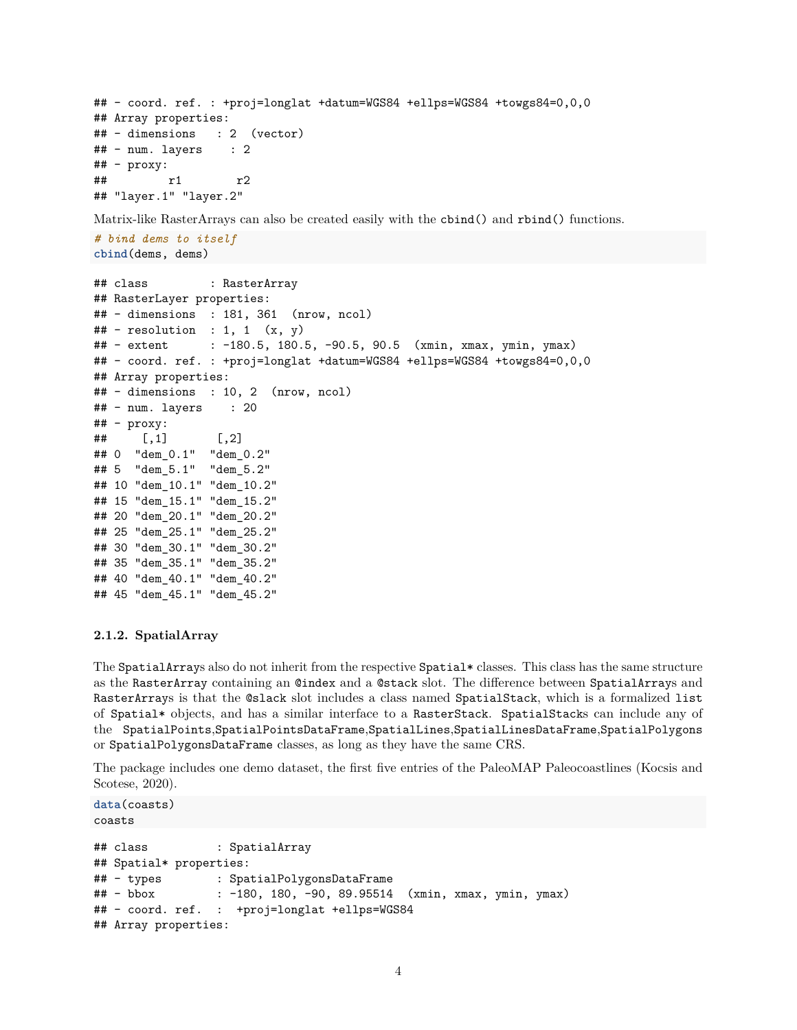```
## - coord. ref. : +proj=longlat +datum=WGS84 +ellps=WGS84 +towgs84=0,0,0
## Array properties:
## - dimensions   : 2  (vector)
## - num. layers    : 2
## - proxy:
##         r1        r2
## "layer.1" "layer.2"
```

Matrix-like RasterArrays can also be created easily with the `cbind()` and `rbind()` functions.

```
# bind dems to itself
cbind(dems, dems)
```

```
## class         : RasterArray
## RasterLayer properties:
## - dimensions  : 181, 361  (nrow, ncol)
## - resolution  : 1, 1  (x, y)
## - extent      : -180.5, 180.5, -90.5, 90.5  (xmin, xmax, ymin, ymax)
## - coord. ref. : +proj=longlat +datum=WGS84 +ellps=WGS84 +towgs84=0,0,0
## Array properties:
## - dimensions  : 10, 2  (nrow, ncol)
## - num. layers    : 20
## - proxy:
##     [,1]       [,2]
## 0  "dem_0.1"  "dem_0.2"
## 5  "dem_5.1"  "dem_5.2"
## 10 "dem_10.1" "dem_10.2"
## 15 "dem_15.1" "dem_15.2"
## 20 "dem_20.1" "dem_20.2"
## 25 "dem_25.1" "dem_25.2"
## 30 "dem_30.1" "dem_30.2"
## 35 "dem_35.1" "dem_35.2"
## 40 "dem_40.1" "dem_40.2"
## 45 "dem_45.1" "dem_45.2"
```

### 2.1.2. SpatialArray

The `SpatialArray`s also do not inherit from the respective `Spatial*` classes. This class has the same structure as the `RasterArray` containing an `@index` and a `@stack` slot. The difference between `SpatialArray`s and `RasterArray`s is that the `@slack` slot includes a class named `SpatialStack`, which is a formalized `list` of `Spatial*` objects, and has a similar interface to a `RasterStack`. `SpatialStack`s can include any of the `SpatialPoints`,`SpatialPointsDataFrame`,`SpatialLines`,`SpatialLinesDataFrame`,`SpatialPolygons` or `SpatialPolygonsDataFrame` classes, as long as they have the same CRS.

The package includes one demo dataset, the first five entries of the PaleoMAP Paleocoastlines (Kocsis and Scotese, 2020).

```
data(coasts)
coasts
```

```
## class          : SpatialArray
## Spatial* properties:
## - types        : SpatialPolygonsDataFrame
## - bbox         : -180, 180, -90, 89.95514  (xmin, xmax, ymin, ymax)
## - coord. ref.  :  +proj=longlat +ellps=WGS84
## Array properties:
```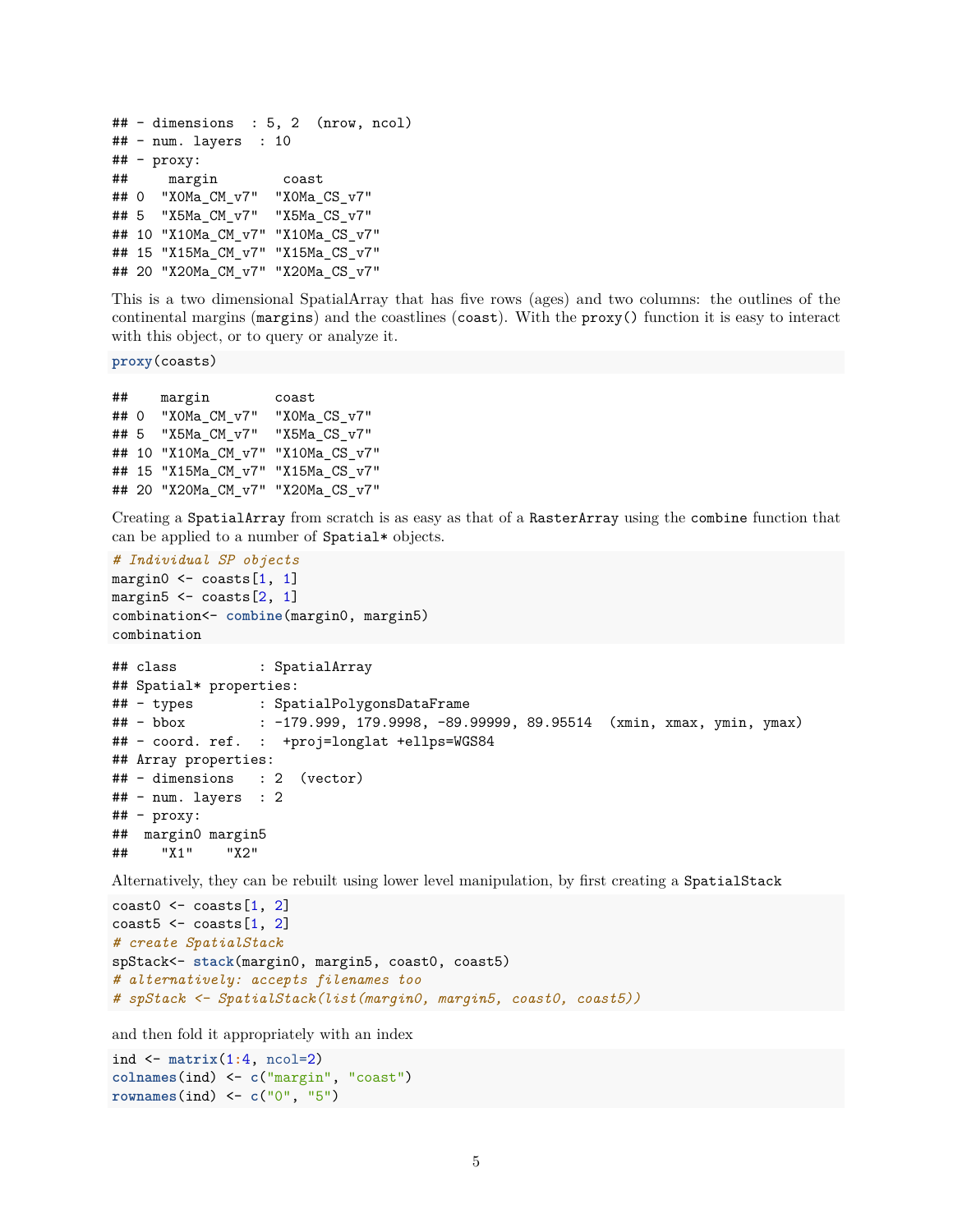```
## - dimensions  : 5, 2  (nrow, ncol)
## - num. layers  : 10
## - proxy:
##     margin        coast
## 0  "X0Ma_CM_v7"  "X0Ma_CS_v7"
## 5  "X5Ma_CM_v7"  "X5Ma_CS_v7"
## 10 "X10Ma_CM_v7" "X10Ma_CS_v7"
## 15 "X15Ma_CM_v7" "X15Ma_CS_v7"
## 20 "X20Ma_CM_v7" "X20Ma_CS_v7"
```

This is a two dimensional SpatialArray that has five rows (ages) and two columns: the outlines of the continental margins (`margins`) and the coastlines (`coast`). With the `proxy()` function it is easy to interact with this object, or to query or analyze it.

```
proxy(coasts)
```

```
##    margin        coast
## 0  "X0Ma_CM_v7"  "X0Ma_CS_v7"
## 5  "X5Ma_CM_v7"  "X5Ma_CS_v7"
## 10 "X10Ma_CM_v7" "X10Ma_CS_v7"
## 15 "X15Ma_CM_v7" "X15Ma_CS_v7"
## 20 "X20Ma_CM_v7" "X20Ma_CS_v7"
```

Creating a `SpatialArray` from scratch is as easy as that of a `RasterArray` using the `combine` function that can be applied to a number of `Spatial*` objects.

```
# Individual SP objects
margin0 <- coasts[1, 1]
margin5 <- coasts[2, 1]
combination<- combine(margin0, margin5)
combination
```

```
## class          : SpatialArray
## Spatial* properties:
## - types        : SpatialPolygonsDataFrame
## - bbox         : -179.999, 179.9998, -89.99999, 89.95514  (xmin, xmax, ymin, ymax)
## - coord. ref.  :  +proj=longlat +ellps=WGS84
## Array properties:
## - dimensions   : 2  (vector)
## - num. layers  : 2
## - proxy:
##  margin0 margin5
##    "X1"    "X2"
```

Alternatively, they can be rebuilt using lower level manipulation, by first creating a `SpatialStack`

```
coast0 <- coasts[1, 2]
coast5 <- coasts[1, 2]
# create SpatialStack
spStack<- stack(margin0, margin5, coast0, coast5)
# alternatively: accepts filenames too
# spStack <- SpatialStack(list(margin0, margin5, coast0, coast5))
```

and then fold it appropriately with an index

```
ind <- matrix(1:4, ncol=2)
colnames(ind) <- c("margin", "coast")
rownames(ind) <- c("0", "5")
```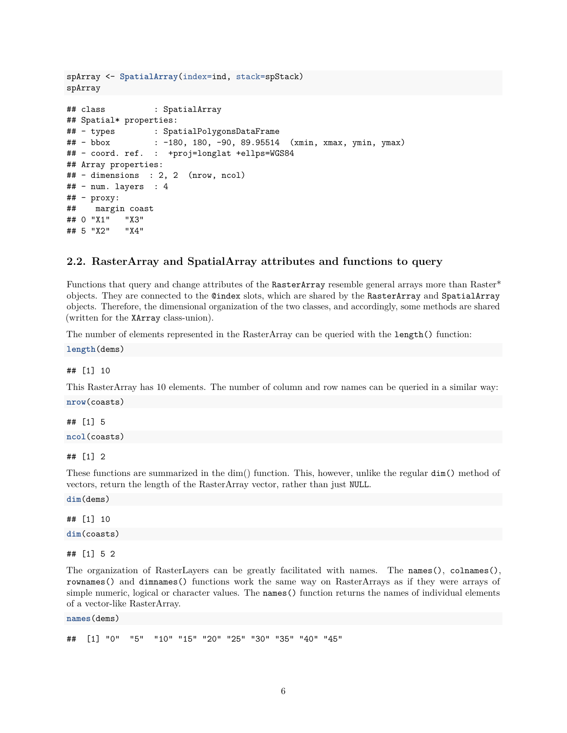```
spArray <- SpatialArray(index=ind, stack=spStack)
spArray
```

```
## class          : SpatialArray 
## Spatial* properties:
## - types        : SpatialPolygonsDataFrame
## - bbox         : -180, 180, -90, 89.95514  (xmin, xmax, ymin, ymax)
## - coord. ref.  :  +proj=longlat +ellps=WGS84 
## Array properties: 
## - dimensions  : 2, 2  (nrow, ncol)
## - num. layers  : 4 
## - proxy:
##    margin coast
## 0 "X1"   "X3" 
## 5 "X2"   "X4"
```

## 2.2. RasterArray and SpatialArray attributes and functions to query

Functions that query and change attributes of the `RasterArray` resemble general arrays more than Raster* objects. They are connected to the `@index` slots, which are shared by the `RasterArray` and `SpatialArray` objects. Therefore, the dimensional organization of the two classes, and accordingly, some methods are shared (written for the `XArray` class-union).

The number of elements represented in the RasterArray can be queried with the `length()` function:

```
length(dems)
```

```
## [1] 10
```

This RasterArray has 10 elements. The number of column and row names can be queried in a similar way:

```
nrow(coasts)
```

```
## [1] 5
```

```
ncol(coasts)
```

```
## [1] 2
```

These functions are summarized in the dim() function. This, however, unlike the regular `dim()` method of vectors, return the length of the RasterArray vector, rather than just `NULL`.

```
dim(dems)
```

```
## [1] 10
```

```
dim(coasts)
```

```
## [1] 5 2
```

The organization of RasterLayers can be greatly facilitated with names. The `names()`, `colnames()`, `rownames()` and `dimnames()` functions work the same way on RasterArrays as if they were arrays of simple numeric, logical or character values. The `names()` function returns the names of individual elements of a vector-like RasterArray.

```
names(dems)
```

```
##  [1] "0"  "5"  "10" "15" "20" "25" "30" "35" "40" "45"
```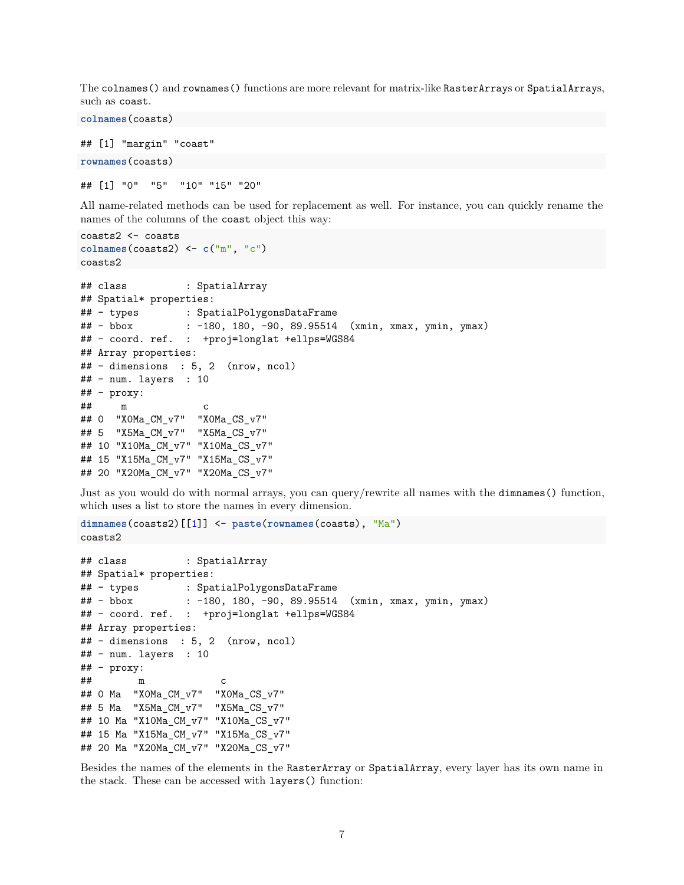The `colnames()` and `rownames()` functions are more relevant for matrix-like `RasterArray`s or `SpatialArray`s, such as `coast`.

```
colnames(coasts)
```

```
## [1] "margin" "coast"
```

```
rownames(coasts)
```

```
## [1] "0"  "5"  "10" "15" "20"
```

All name-related methods can be used for replacement as well. For instance, you can quickly rename the names of the columns of the `coast` object this way:

```
coasts2 <- coasts
colnames(coasts2) <- c("m", "c")
coasts2
```

```
## class          : SpatialArray
## Spatial* properties:
## - types        : SpatialPolygonsDataFrame
## - bbox         : -180, 180, -90, 89.95514  (xmin, xmax, ymin, ymax)
## - coord. ref.  :  +proj=longlat +ellps=WGS84
## Array properties:
## - dimensions  : 5, 2  (nrow, ncol)
## - num. layers  : 10
## - proxy:
##     m             c
## 0  "X0Ma_CM_v7"  "X0Ma_CS_v7"
## 5  "X5Ma_CM_v7"  "X5Ma_CS_v7"
## 10 "X10Ma_CM_v7" "X10Ma_CS_v7"
## 15 "X15Ma_CM_v7" "X15Ma_CS_v7"
## 20 "X20Ma_CM_v7" "X20Ma_CS_v7"
```

Just as you would do with normal arrays, you can query/rewrite all names with the `dimnames()` function, which uses a list to store the names in every dimension.

```
dimnames(coasts2)[[1]] <- paste(rownames(coasts), "Ma")
coasts2
```

```
## class          : SpatialArray
## Spatial* properties:
## - types        : SpatialPolygonsDataFrame
## - bbox         : -180, 180, -90, 89.95514  (xmin, xmax, ymin, ymax)
## - coord. ref.  :  +proj=longlat +ellps=WGS84
## Array properties:
## - dimensions  : 5, 2  (nrow, ncol)
## - num. layers  : 10
## - proxy:
##        m             c
## 0 Ma  "X0Ma_CM_v7"  "X0Ma_CS_v7"
## 5 Ma  "X5Ma_CM_v7"  "X5Ma_CS_v7"
## 10 Ma "X10Ma_CM_v7" "X10Ma_CS_v7"
## 15 Ma "X15Ma_CM_v7" "X15Ma_CS_v7"
## 20 Ma "X20Ma_CM_v7" "X20Ma_CS_v7"
```

Besides the names of the elements in the `RasterArray` or `SpatialArray`, every layer has its own name in the stack. These can be accessed with `layers()` function: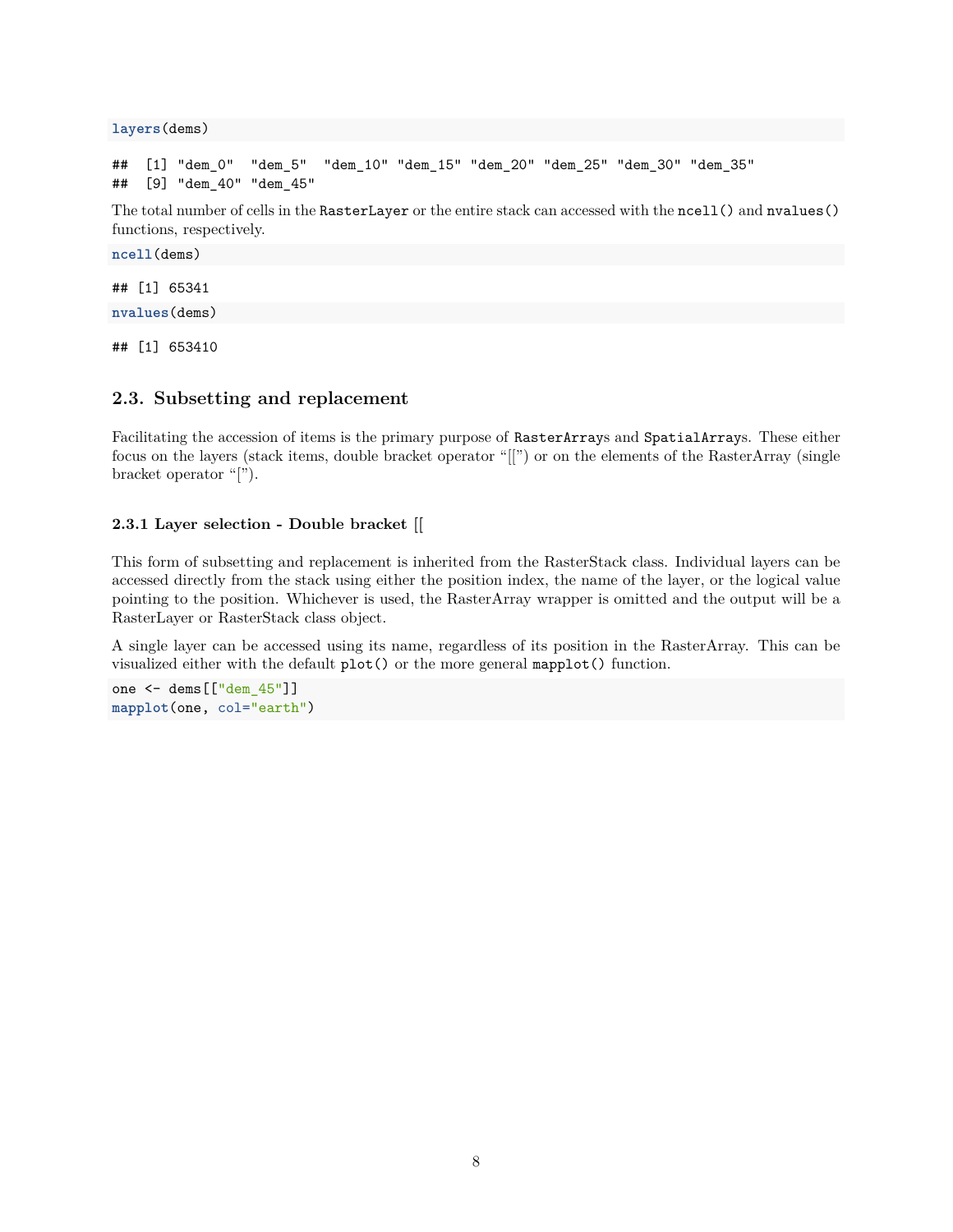```
layers(dems)
```

```
##  [1] "dem_0"  "dem_5"  "dem_10" "dem_15" "dem_20" "dem_25" "dem_30" "dem_35"
##  [9] "dem_40" "dem_45"
```

The total number of cells in the `RasterLayer` or the entire stack can accessed with the `ncell()` and `nvalues()` functions, respectively.

```
ncell(dems)
```

```
## [1] 65341
```

```
nvalues(dems)
```

```
## [1] 653410
```

## 2.3. Subsetting and replacement

Facilitating the accession of items is the primary purpose of `RasterArray`s and `SpatialArray`s. These either focus on the layers (stack items, double bracket operator "[[") or on the elements of the RasterArray (single bracket operator "[").

### 2.3.1 Layer selection - Double bracket [[

This form of subsetting and replacement is inherited from the RasterStack class. Individual layers can be accessed directly from the stack using either the position index, the name of the layer, or the logical value pointing to the position. Whichever is used, the RasterArray wrapper is omitted and the output will be a RasterLayer or RasterStack class object.

A single layer can be accessed using its name, regardless of its position in the RasterArray. This can be visualized either with the default `plot()` or the more general `mapplot()` function.

```
one <- dems[["dem_45"]]
mapplot(one, col="earth")
```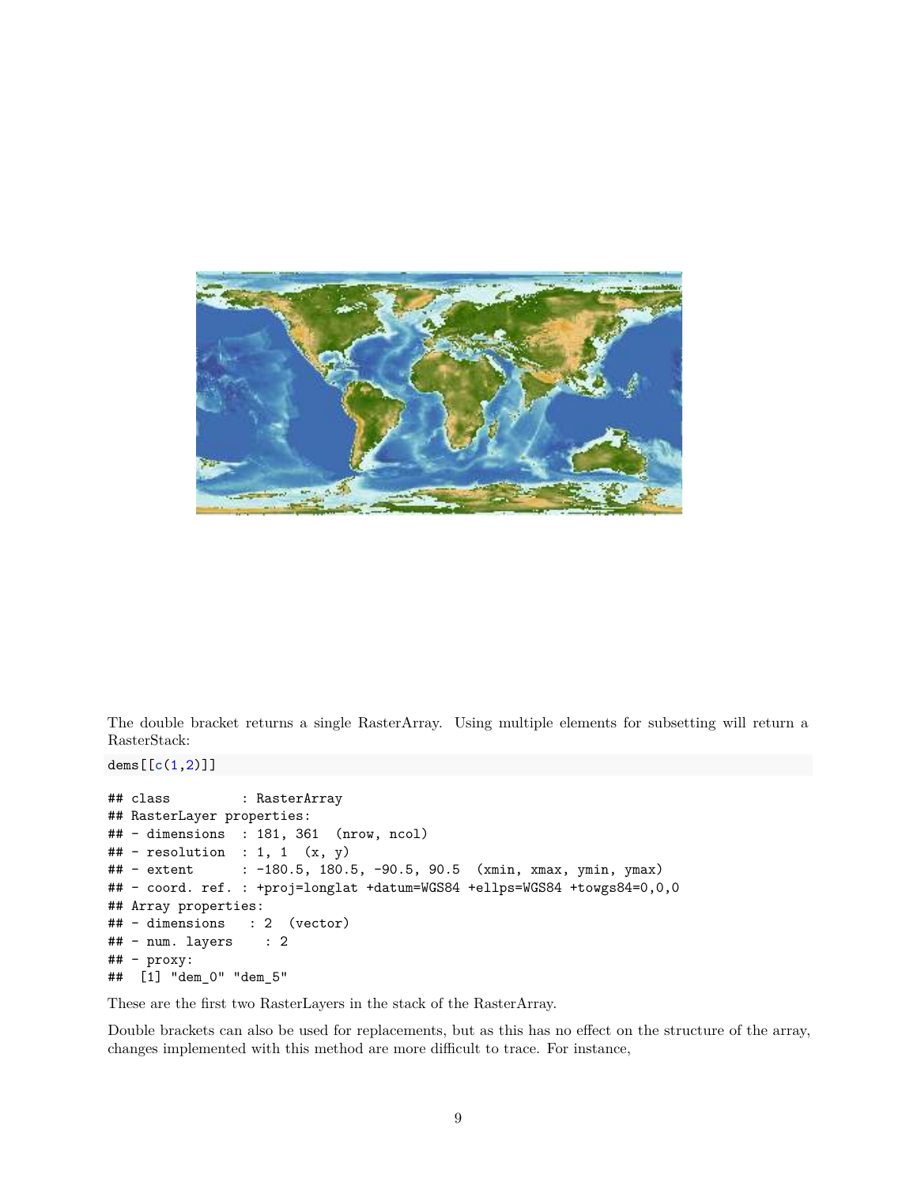The double bracket returns a single RasterArray. Using multiple elements for subsetting will return a RasterStack:

```
dems[[c(1,2)]]
```

```
## class         : RasterArray
## RasterLayer properties:
## - dimensions  : 181, 361  (nrow, ncol)
## - resolution  : 1, 1  (x, y)
## - extent      : -180.5, 180.5, -90.5, 90.5  (xmin, xmax, ymin, ymax)
## - coord. ref. : +proj=longlat +datum=WGS84 +ellps=WGS84 +towgs84=0,0,0
## Array properties:
## - dimensions   : 2  (vector)
## - num. layers    : 2
## - proxy:
##  [1] "dem_0" "dem_5"
```

These are the first two RasterLayers in the stack of the RasterArray.

Double brackets can also be used for replacements, but as this has no effect on the structure of the array, changes implemented with this method are more difficult to trace. For instance,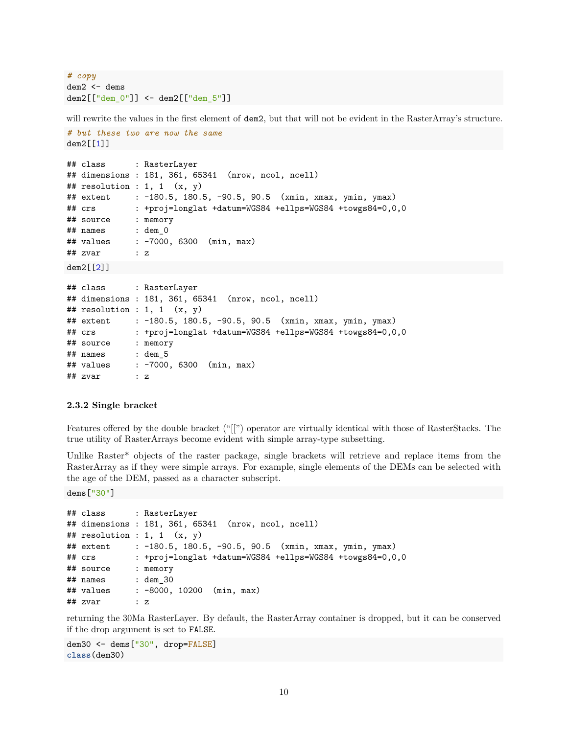```r
# copy
dem2 <- dems
dem2[["dem_0"]] <- dem2[["dem_5"]]
```

will rewrite the values in the first element of `dem2`, but that will not be evident in the RasterArray's structure.

```r
# but these two are now the same
dem2[[1]]
```

```
## class      : RasterLayer
## dimensions : 181, 361, 65341  (nrow, ncol, ncell)
## resolution : 1, 1  (x, y)
## extent     : -180.5, 180.5, -90.5, 90.5  (xmin, xmax, ymin, ymax)
## crs        : +proj=longlat +datum=WGS84 +ellps=WGS84 +towgs84=0,0,0
## source     : memory
## names      : dem_0
## values     : -7000, 6300  (min, max)
## zvar       : z
```

```r
dem2[[2]]
```

```
## class      : RasterLayer
## dimensions : 181, 361, 65341  (nrow, ncol, ncell)
## resolution : 1, 1  (x, y)
## extent     : -180.5, 180.5, -90.5, 90.5  (xmin, xmax, ymin, ymax)
## crs        : +proj=longlat +datum=WGS84 +ellps=WGS84 +towgs84=0,0,0
## source     : memory
## names      : dem_5
## values     : -7000, 6300  (min, max)
## zvar       : z
```

### 2.3.2 Single bracket

Features offered by the double bracket ("[[") operator are virtually identical with those of RasterStacks. The true utility of RasterArrays become evident with simple array-type subsetting.

Unlike Raster* objects of the raster package, single brackets will retrieve and replace items from the RasterArray as if they were simple arrays. For example, single elements of the DEMs can be selected with the age of the DEM, passed as a character subscript.

```r
dems["30"]
```

```
## class      : RasterLayer
## dimensions : 181, 361, 65341  (nrow, ncol, ncell)
## resolution : 1, 1  (x, y)
## extent     : -180.5, 180.5, -90.5, 90.5  (xmin, xmax, ymin, ymax)
## crs        : +proj=longlat +datum=WGS84 +ellps=WGS84 +towgs84=0,0,0
## source     : memory
## names      : dem_30
## values     : -8000, 10200  (min, max)
## zvar       : z
```

returning the 30Ma RasterLayer. By default, the RasterArray container is dropped, but it can be conserved if the drop argument is set to `FALSE`.

```r
dem30 <- dems["30", drop=FALSE]
class(dem30)
```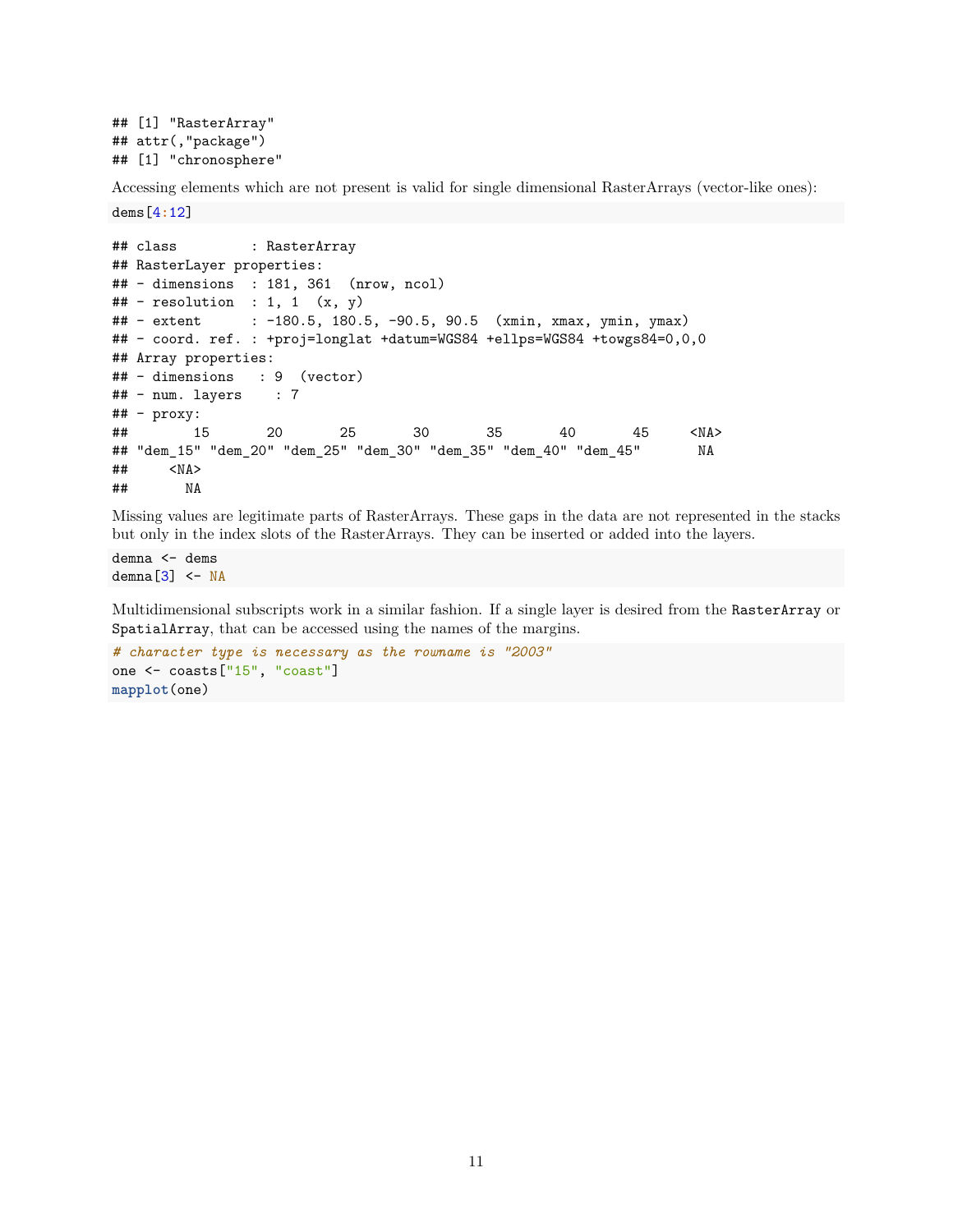```
## [1] "RasterArray"
## attr(,"package")
## [1] "chronosphere"
```

Accessing elements which are not present is valid for single dimensional RasterArrays (vector-like ones):

```
dems[4:12]
```

```
## class         : RasterArray
## RasterLayer properties:
## - dimensions  : 181, 361  (nrow, ncol)
## - resolution  : 1, 1  (x, y)
## - extent      : -180.5, 180.5, -90.5, 90.5  (xmin, xmax, ymin, ymax)
## - coord. ref. : +proj=longlat +datum=WGS84 +ellps=WGS84 +towgs84=0,0,0
## Array properties:
## - dimensions   : 9  (vector)
## - num. layers    : 7
## - proxy:
##        15       20       25       30       35       40       45     <NA>
## "dem_15" "dem_20" "dem_25" "dem_30" "dem_35" "dem_40" "dem_45"       NA
##     <NA>
##       NA
```

Missing values are legitimate parts of RasterArrays. These gaps in the data are not represented in the stacks but only in the index slots of the RasterArrays. They can be inserted or added into the layers.

```
demna <- dems
demna[3] <- NA
```

Multidimensional subscripts work in a similar fashion. If a single layer is desired from the `RasterArray` or `SpatialArray`, that can be accessed using the names of the margins.

```
# character type is necessary as the rowname is "2003"
one <- coasts["15", "coast"]
mapplot(one)
```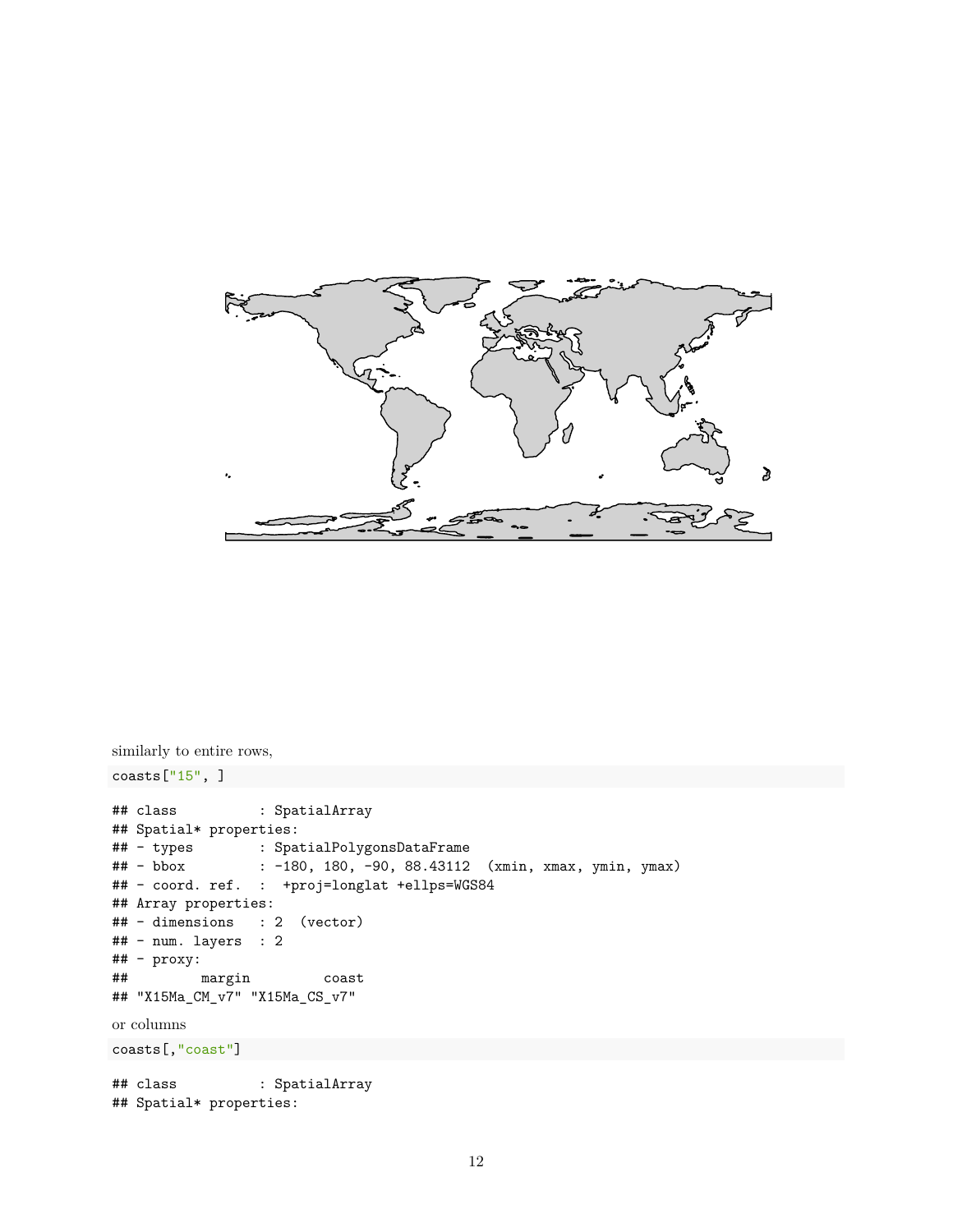similarly to entire rows,

```
coasts["15", ]
```

```
## class          : SpatialArray
## Spatial* properties:
## - types        : SpatialPolygonsDataFrame
## - bbox         : -180, 180, -90, 88.43112  (xmin, xmax, ymin, ymax)
## - coord. ref.  :  +proj=longlat +ellps=WGS84
## Array properties:
## - dimensions   : 2  (vector)
## - num. layers  : 2
## - proxy:
##          margin         coast
## "X15Ma_CM_v7" "X15Ma_CS_v7"
```

or columns

```
coasts[,"coast"]
```

```
## class          : SpatialArray
## Spatial* properties:
```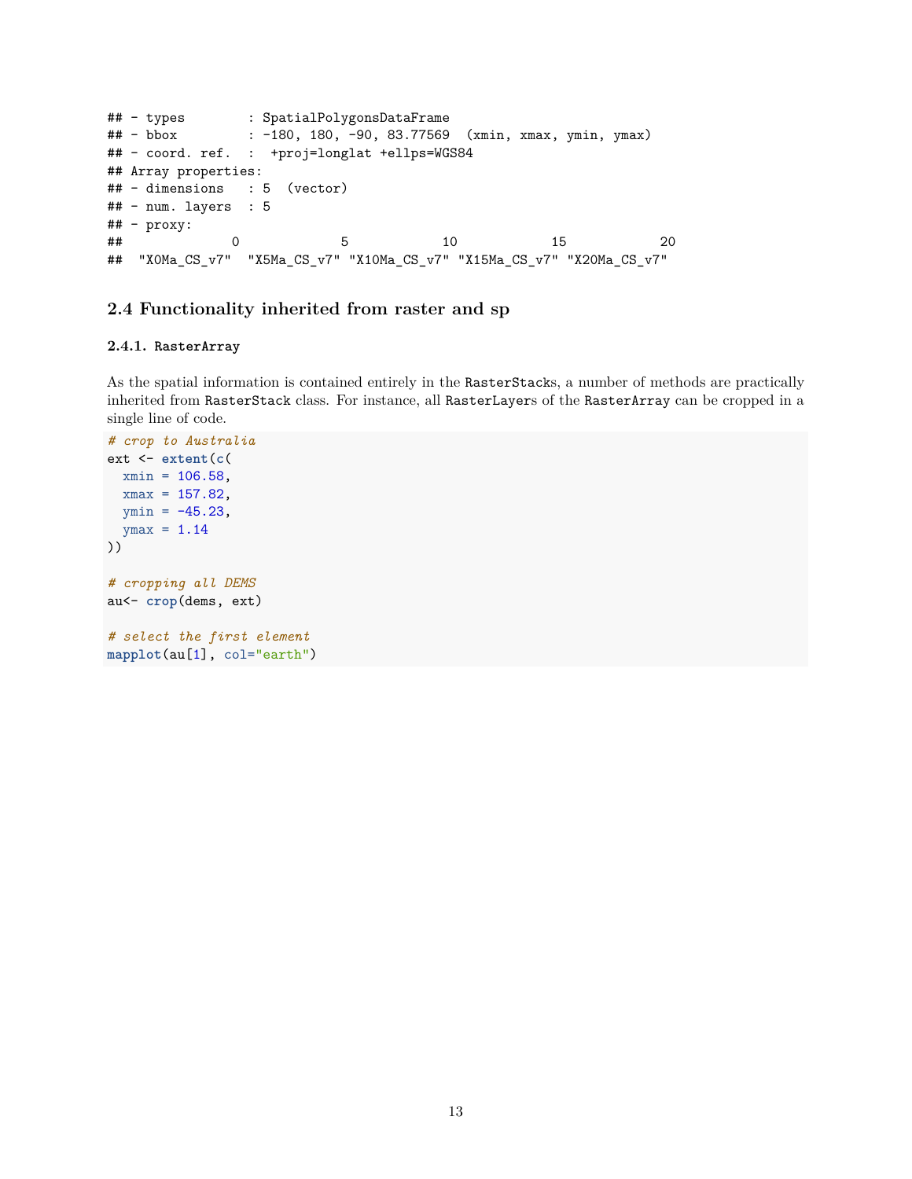```
## - types        : SpatialPolygonsDataFrame
## - bbox         : -180, 180, -90, 83.77569  (xmin, xmax, ymin, ymax)
## - coord. ref.  :  +proj=longlat +ellps=WGS84
## Array properties:
## - dimensions   : 5  (vector)
## - num. layers  : 5
## - proxy:
##             0             5            10            15            20
##  "X0Ma_CS_v7"  "X5Ma_CS_v7" "X10Ma_CS_v7" "X15Ma_CS_v7" "X20Ma_CS_v7"
```

## 2.4 Functionality inherited from raster and sp

### 2.4.1. RasterArray

As the spatial information is contained entirely in the RasterStacks, a number of methods are practically inherited from RasterStack class. For instance, all RasterLayers of the RasterArray can be cropped in a single line of code.

```
# crop to Australia
ext <- extent(c(
  xmin = 106.58,
  xmax = 157.82,
  ymin = -45.23,
  ymax = 1.14
))

# cropping all DEMS
au<- crop(dems, ext)

# select the first element
mapplot(au[1], col="earth")
```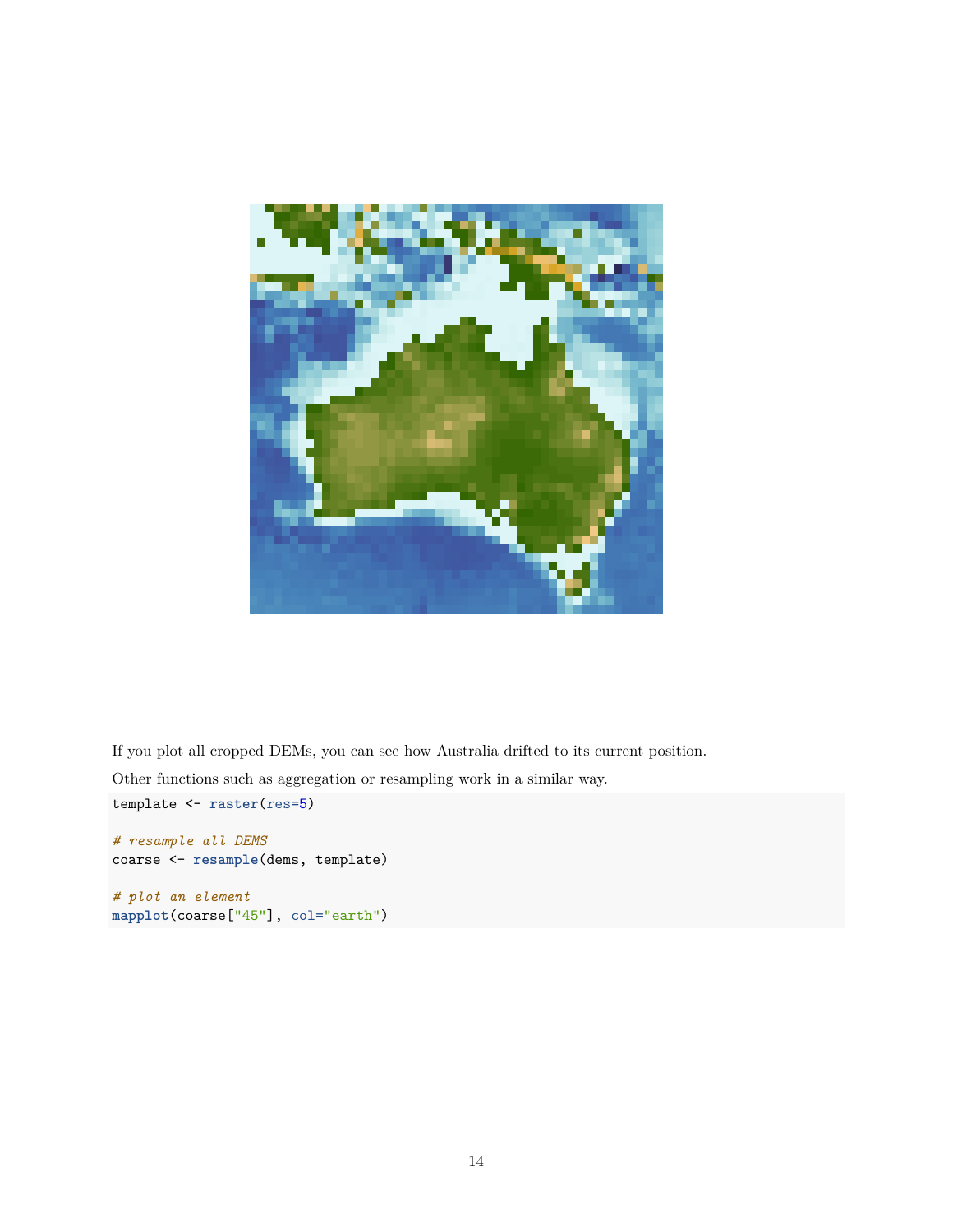If you plot all cropped DEMs, you can see how Australia drifted to its current position.

Other functions such as aggregation or resampling work in a similar way.

```
template <- raster(res=5)

# resample all DEMS
coarse <- resample(dems, template)

# plot an element
mapplot(coarse["45"], col="earth")
```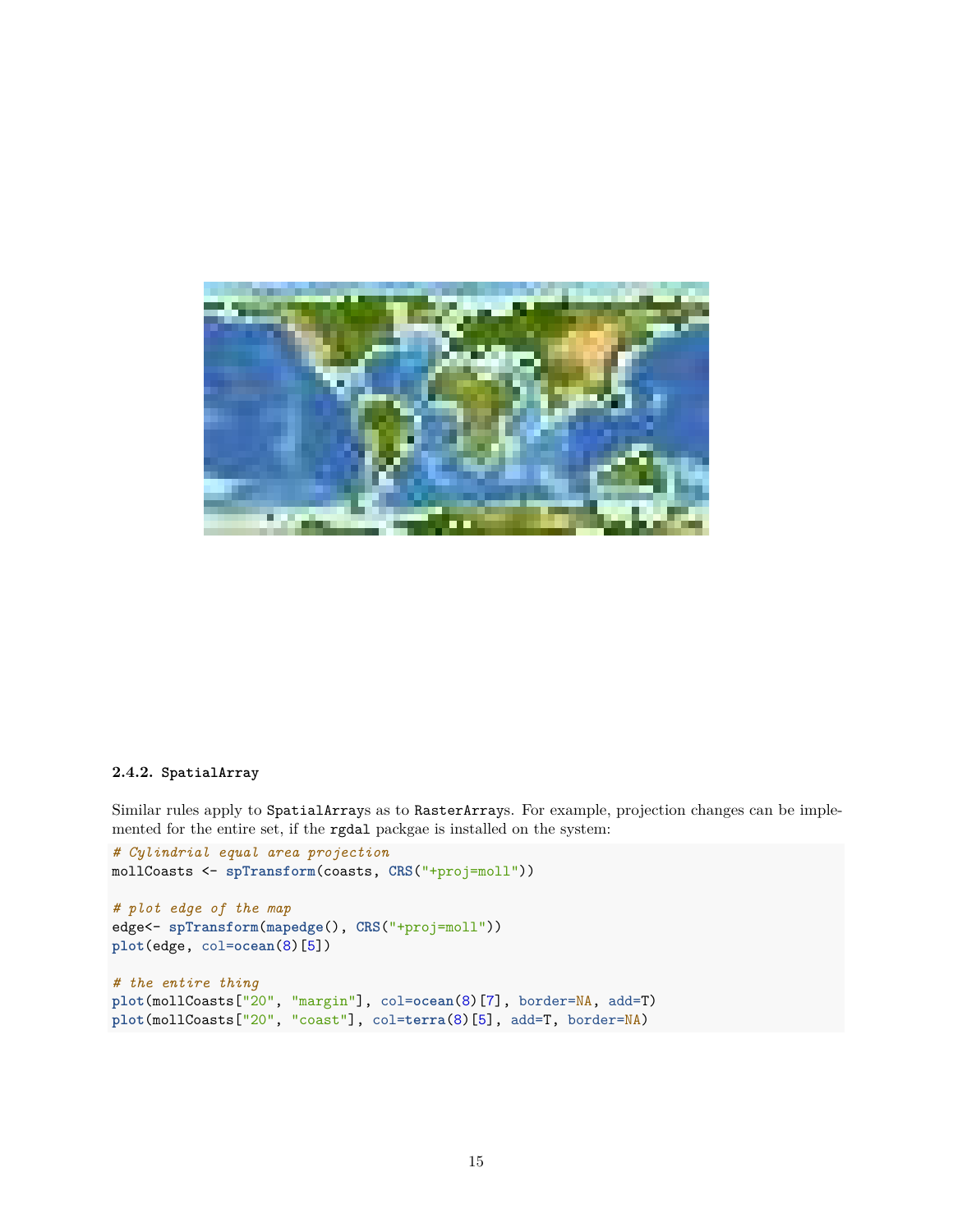### 2.4.2. SpatialArray

Similar rules apply to SpatialArrays as to RasterArrays. For example, projection changes can be implemented for the entire set, if the rgdal packgae is installed on the system:

```
# Cylindrial equal area projection
mollCoasts <- spTransform(coasts, CRS("+proj=moll"))

# plot edge of the map
edge<- spTransform(mapedge(), CRS("+proj=moll"))
plot(edge, col=ocean(8)[5])

# the entire thing
plot(mollCoasts["20", "margin"], col=ocean(8)[7], border=NA, add=T)
plot(mollCoasts["20", "coast"], col=terra(8)[5], add=T, border=NA)
```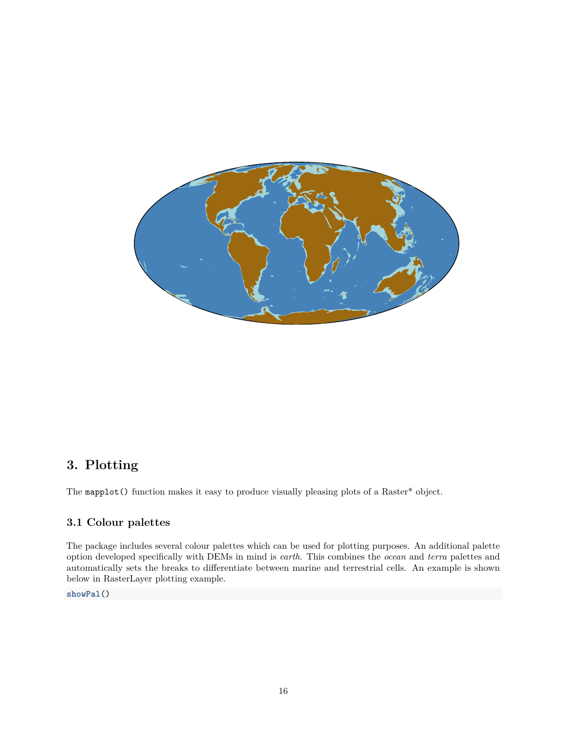# 3. Plotting

The `mapplot()` function makes it easy to produce visually pleasing plots of a Raster* object.

## 3.1 Colour palettes

The package includes several colour palettes which can be used for plotting purposes. An additional palette option developed specifically with DEMs in mind is *earth*. This combines the *ocean* and *terra* palettes and automatically sets the breaks to differentiate between marine and terrestrial cells. An example is shown below in RasterLayer plotting example.

```
showPal()
```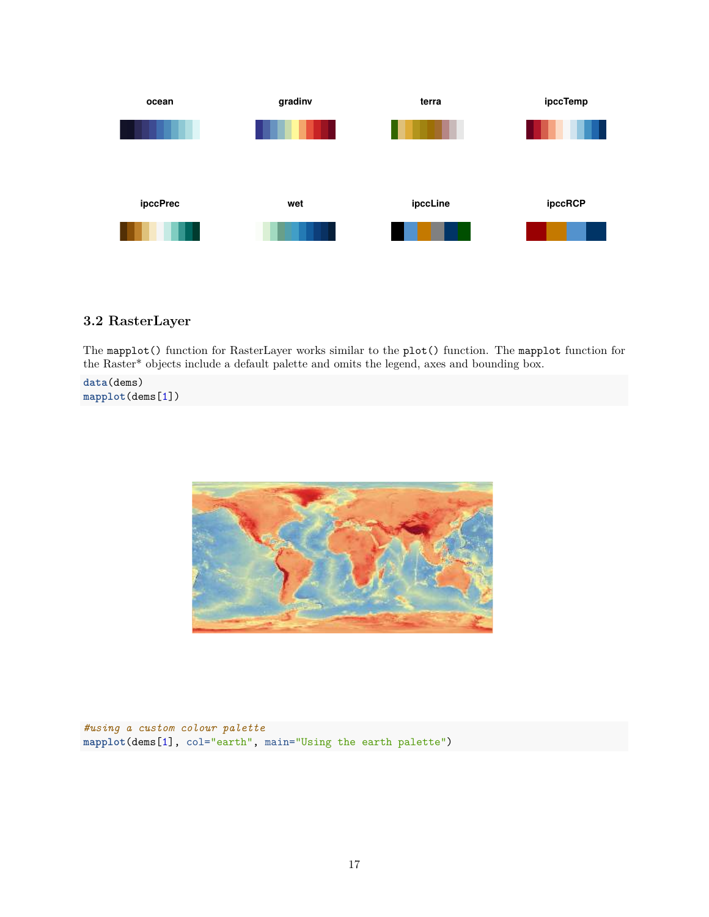ocean gradinv terra ipccTemp

ipccPrec wet ipccLine ipccRCP

### 3.2 RasterLayer

The `mapplot()` function for RasterLayer works similar to the `plot()` function. The `mapplot` function for the Raster* objects include a default palette and omits the legend, axes and bounding box.

```
data(dems)
mapplot(dems[1])
```

```
#using a custom colour palette
mapplot(dems[1], col="earth", main="Using the earth palette")
```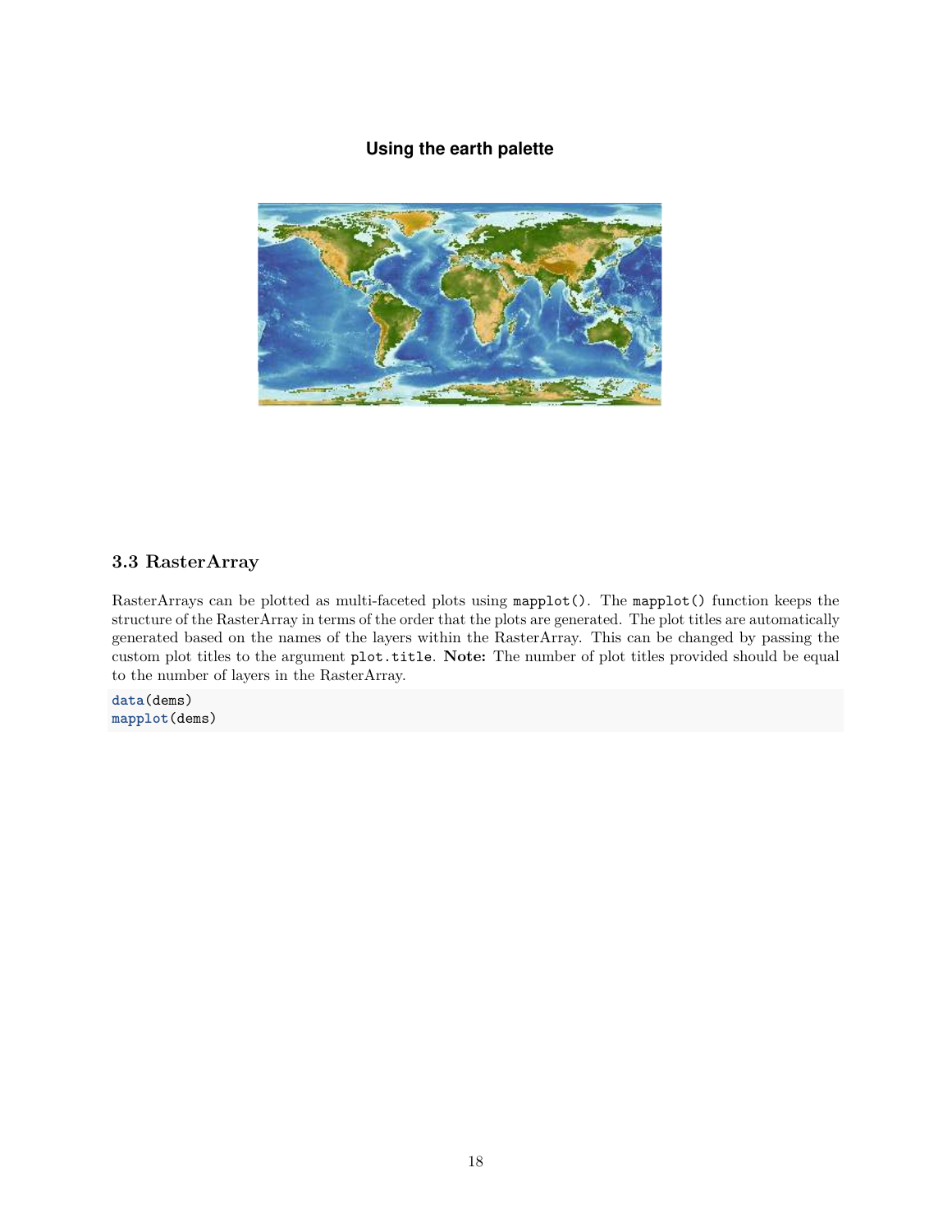Using the earth palette

### 3.3 RasterArray

RasterArrays can be plotted as multi-faceted plots using `mapplot()`. The `mapplot()` function keeps the structure of the RasterArray in terms of the order that the plots are generated. The plot titles are automatically generated based on the names of the layers within the RasterArray. This can be changed by passing the custom plot titles to the argument `plot.title`. **Note:** The number of plot titles provided should be equal to the number of layers in the RasterArray.

```
data(dems)
mapplot(dems)
```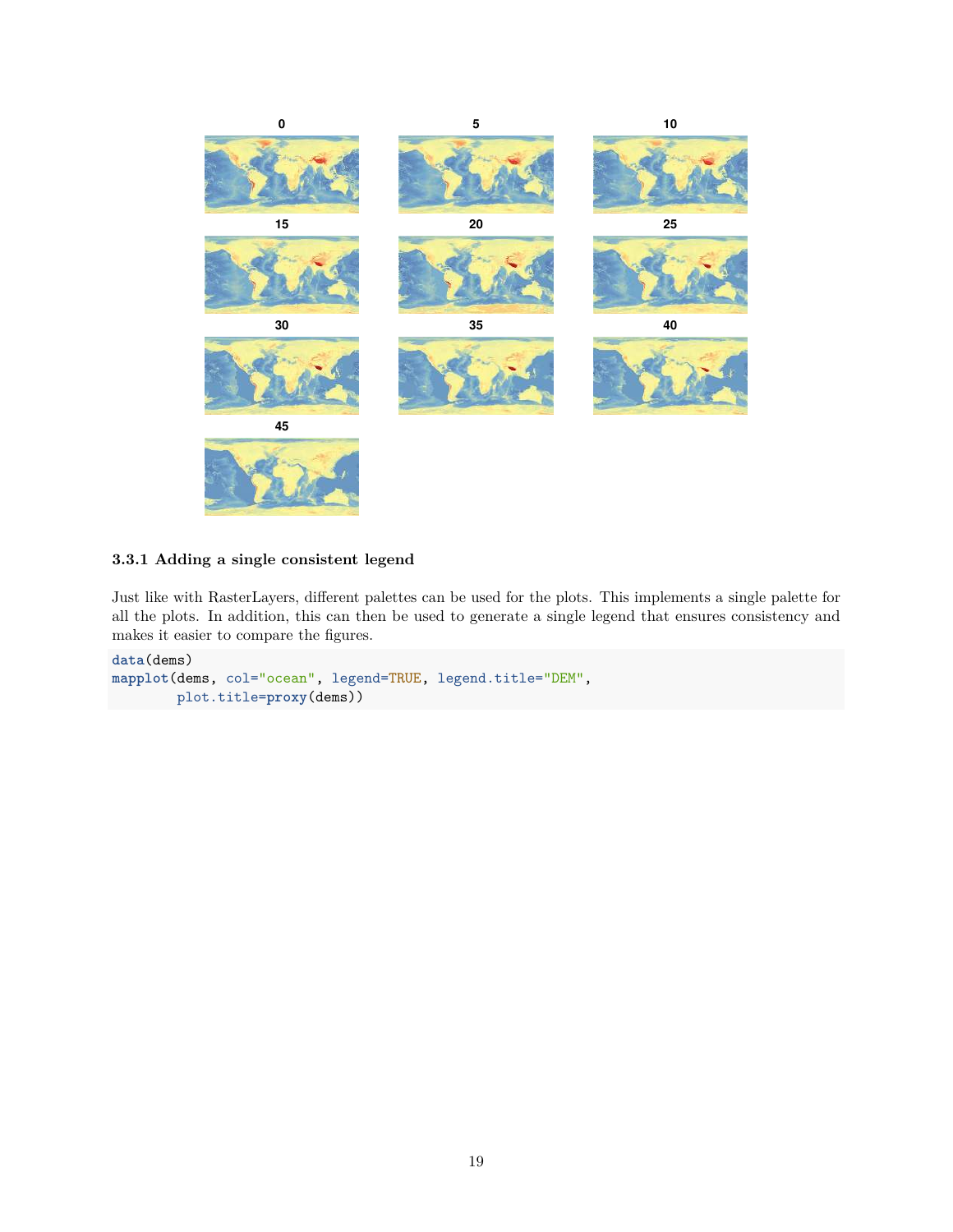### 3.3.1 Adding a single consistent legend

Just like with RasterLayers, different palettes can be used for the plots. This implements a single palette for all the plots. In addition, this can then be used to generate a single legend that ensures consistency and makes it easier to compare the figures.

```
data(dems)
mapplot(dems, col="ocean", legend=TRUE, legend.title="DEM",
        plot.title=proxy(dems))
```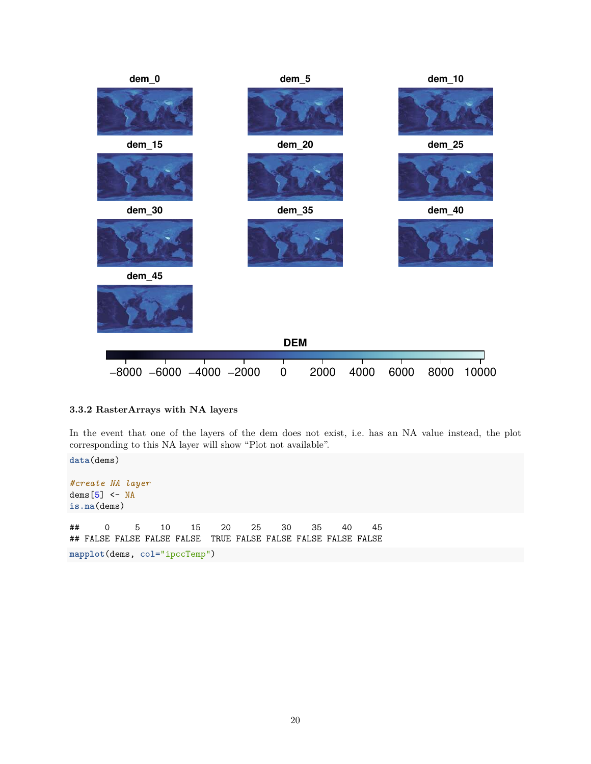### 3.3.2 RasterArrays with NA layers

In the event that one of the layers of the dem does not exist, i.e. has an NA value instead, the plot corresponding to this NA layer will show "Plot not available".

```
data(dems)

#create NA layer
dems[5] <- NA
is.na(dems)
```

```
##     0     5    10    15    20    25    30    35    40    45
## FALSE FALSE FALSE FALSE  TRUE FALSE FALSE FALSE FALSE FALSE
```

```
mapplot(dems, col="ipccTemp")
```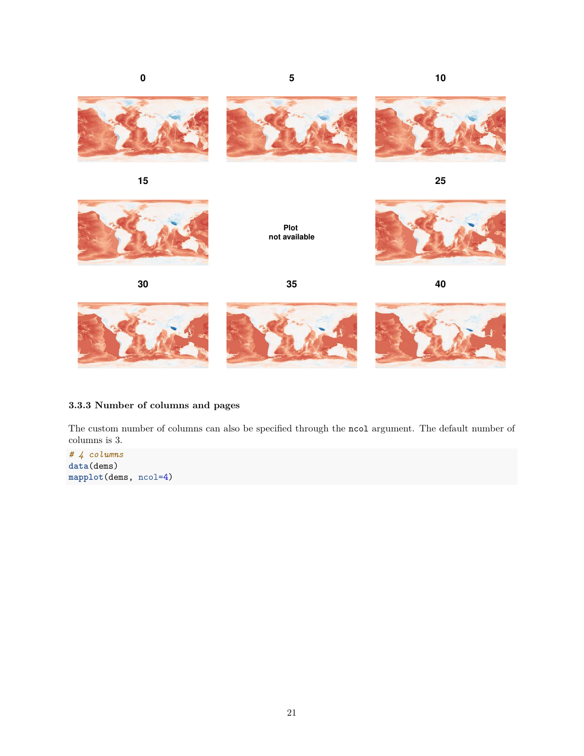### 3.3.3 Number of columns and pages

The custom number of columns can also be specified through the `ncol` argument. The default number of columns is 3.

```
# 4 columns
data(dems)
mapplot(dems, ncol=4)
```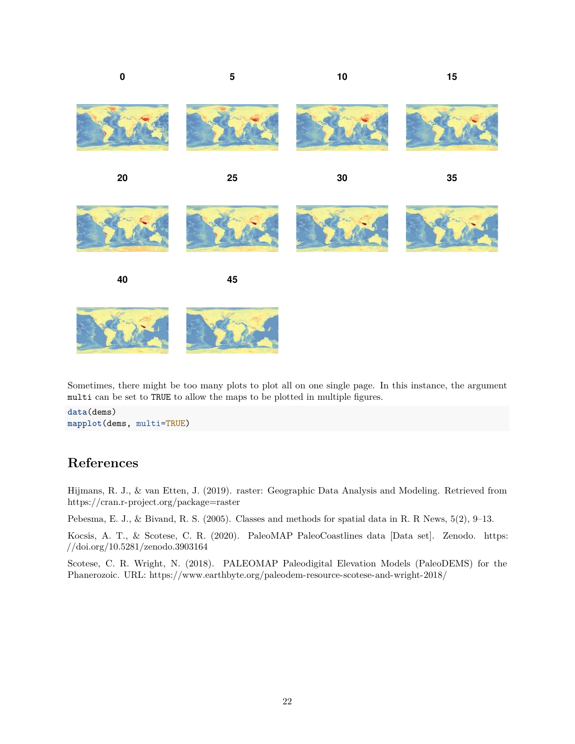0

5

10

15

20

25

30

35

40

45

Sometimes, there might be too many plots to plot all on one single page. In this instance, the argument `multi` can be set to `TRUE` to allow the maps to be plotted in multiple figures.

```
data(dems)
mapplot(dems, multi=TRUE)
```

## References

Hijmans, R. J., & van Etten, J. (2019). raster: Geographic Data Analysis and Modeling. Retrieved from https://cran.r-project.org/package=raster

Pebesma, E. J., & Bivand, R. S. (2005). Classes and methods for spatial data in R. R News, 5(2), 9–13.

Kocsis, A. T., & Scotese, C. R. (2020). PaleoMAP PaleoCoastlines data [Data set]. Zenodo. https://doi.org/10.5281/zenodo.3903164

Scotese, C. R. Wright, N. (2018). PALEOMAP Paleodigital Elevation Models (PaleoDEMS) for the Phanerozoic. URL: https://www.earthbyte.org/paleodem-resource-scotese-and-wright-2018/